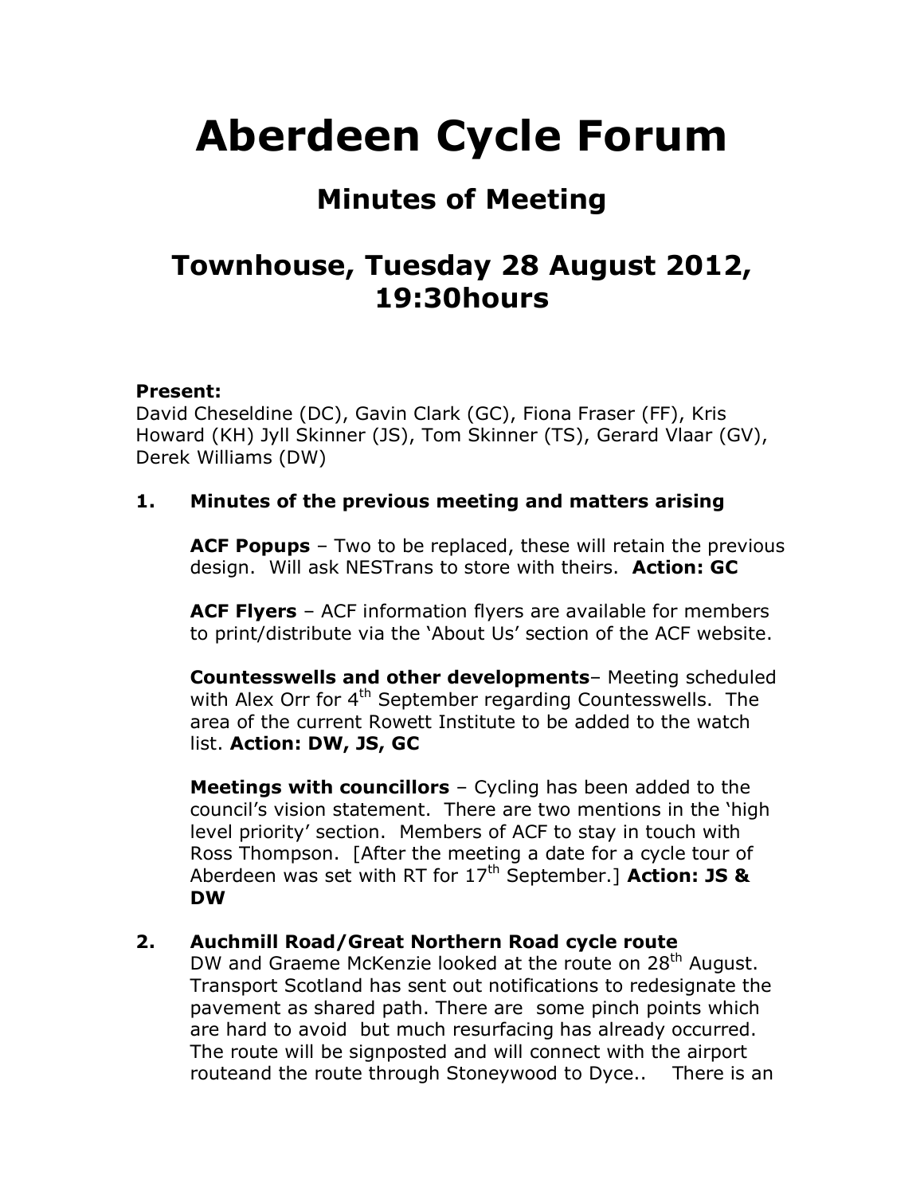# Aberdeen Cycle Forum

## Minutes of Meeting

## Townhouse, Tuesday 28 August 2012, 19:30hours

**Present:**
David Cheseldine (DC), Gavin Clark (GC), Fiona Fraser (FF), Kris Howard (KH) Jyll Skinner (JS), Tom Skinner (TS), Gerard Vlaar (GV), Derek Williams (DW)

**1. Minutes of the previous meeting and matters arising**

**ACF Popups** – Two to be replaced, these will retain the previous design. Will ask NESTrans to store with theirs. **Action: GC**

**ACF Flyers** – ACF information flyers are available for members to print/distribute via the 'About Us' section of the ACF website.

**Countesswells and other developments**– Meeting scheduled with Alex Orr for 4th September regarding Countesswells. The area of the current Rowett Institute to be added to the watch list. **Action: DW, JS, GC**

**Meetings with councillors** – Cycling has been added to the council's vision statement. There are two mentions in the 'high level priority' section. Members of ACF to stay in touch with Ross Thompson. [After the meeting a date for a cycle tour of Aberdeen was set with RT for 17th September.] **Action: JS & DW**

**2. Auchmill Road/Great Northern Road cycle route**

DW and Graeme McKenzie looked at the route on 28th August. Transport Scotland has sent out notifications to redesignate the pavement as shared path. There are some pinch points which are hard to avoid but much resurfacing has already occurred. The route will be signposted and will connect with the airport routeand the route through Stoneywood to Dyce.. There is an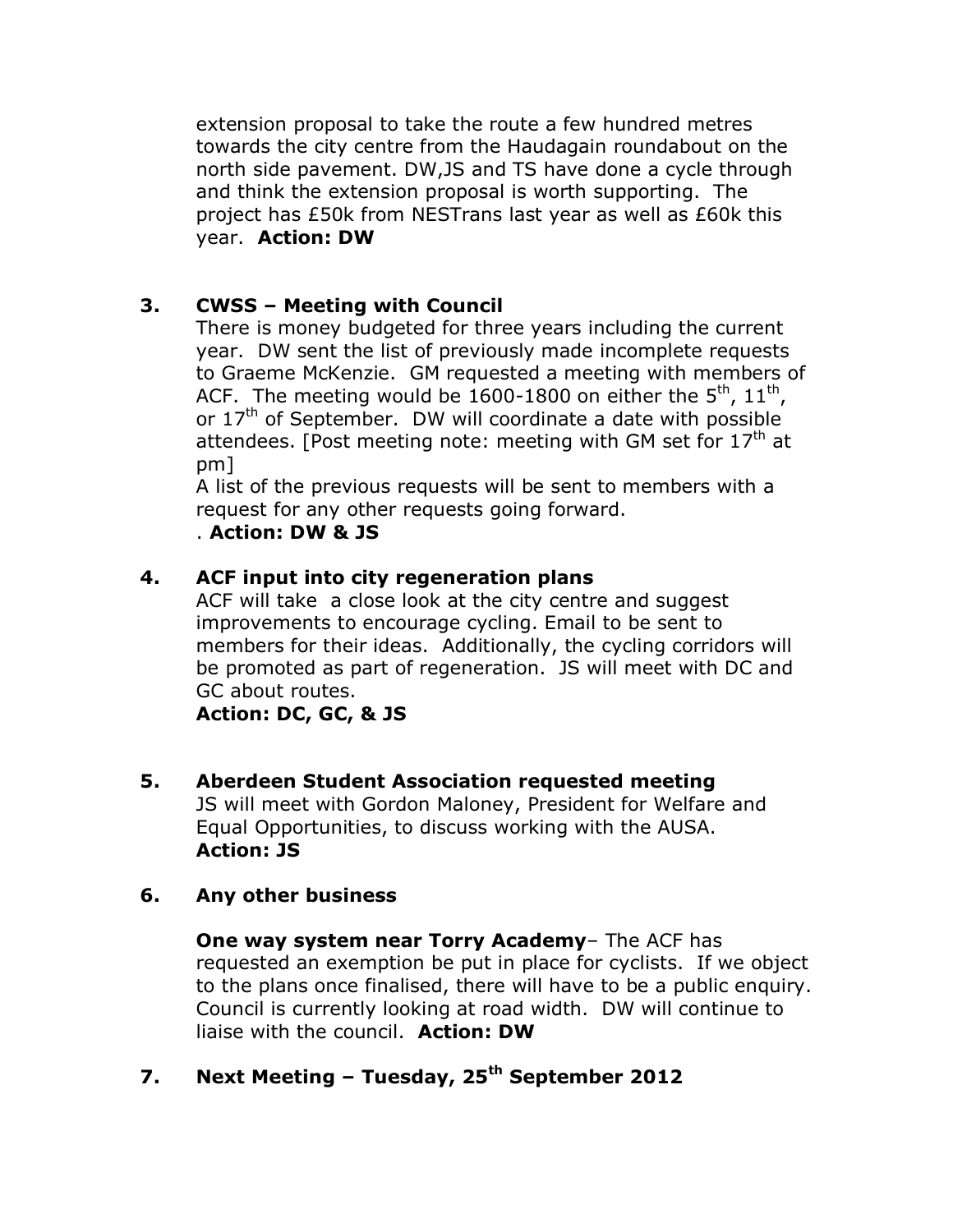extension proposal to take the route a few hundred metres towards the city centre from the Haudagain roundabout on the north side pavement. DW,JS and TS have done a cycle through and think the extension proposal is worth supporting. The project has £50k from NESTrans last year as well as £60k this year. **Action: DW**

## 3. CWSS – Meeting with Council

There is money budgeted for three years including the current year. DW sent the list of previously made incomplete requests to Graeme McKenzie. GM requested a meeting with members of ACF. The meeting would be 1600-1800 on either the 5th, 11th, or 17th of September. DW will coordinate a date with possible attendees. [Post meeting note: meeting with GM set for 17th at pm]

A list of the previous requests will be sent to members with a request for any other requests going forward.

. **Action: DW & JS**

## 4. ACF input into city regeneration plans

ACF will take a close look at the city centre and suggest improvements to encourage cycling. Email to be sent to members for their ideas. Additionally, the cycling corridors will be promoted as part of regeneration. JS will meet with DC and GC about routes.

**Action: DC, GC, & JS**

## 5. Aberdeen Student Association requested meeting

JS will meet with Gordon Maloney, President for Welfare and Equal Opportunities, to discuss working with the AUSA.

**Action: JS**

## 6. Any other business

**One way system near Torry Academy**– The ACF has requested an exemption be put in place for cyclists. If we object to the plans once finalised, there will have to be a public enquiry. Council is currently looking at road width. DW will continue to liaise with the council. **Action: DW**

## 7. Next Meeting – Tuesday, 25th September 2012